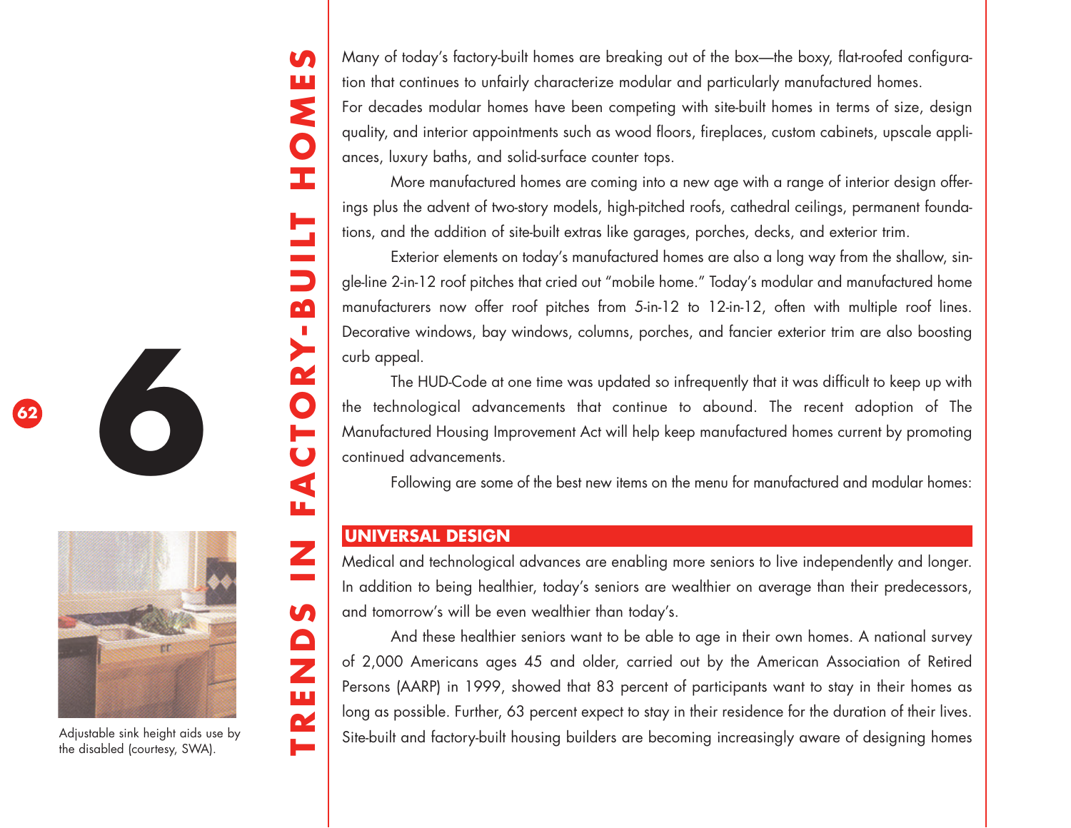# 6 TRENDS IN FACTORY-BUILT HOMES

Adjustable sink height aids use by the disabled (courtesy, SWA).

Many of today's factory-built homes are breaking out of the box—the boxy, flat-roofed configuration that continues to unfairly characterize modular and particularly manufactured homes. For decades modular homes have been competing with site-built homes in terms of size, design quality, and interior appointments such as wood floors, fireplaces, custom cabinets, upscale appliances, luxury baths, and solid-surface counter tops.

More manufactured homes are coming into a new age with a range of interior design offerings plus the advent of two-story models, high-pitched roofs, cathedral ceilings, permanent foundations, and the addition of site-built extras like garages, porches, decks, and exterior trim.

Exterior elements on today's manufactured homes are also a long way from the shallow, single-line 2-in-12 roof pitches that cried out "mobile home." Today's modular and manufactured home manufacturers now offer roof pitches from 5-in-12 to 12-in-12, often with multiple roof lines. Decorative windows, bay windows, columns, porches, and fancier exterior trim are also boosting curb appeal.

The HUD-Code at one time was updated so infrequently that it was difficult to keep up with the technological advancements that continue to abound. The recent adoption of The Manufactured Housing Improvement Act will help keep manufactured homes current by promoting continued advancements.

Following are some of the best new items on the menu for manufactured and modular homes:

## UNIVERSAL DESIGN

Medical and technological advances are enabling more seniors to live independently and longer. In addition to being healthier, today's seniors are wealthier on average than their predecessors, and tomorrow's will be even wealthier than today's.

And these healthier seniors want to be able to age in their own homes. A national survey of 2,000 Americans ages 45 and older, carried out by the American Association of Retired Persons (AARP) in 1999, showed that 83 percent of participants want to stay in their homes as long as possible. Further, 63 percent expect to stay in their residence for the duration of their lives. Site-built and factory-built housing builders are becoming increasingly aware of designing homes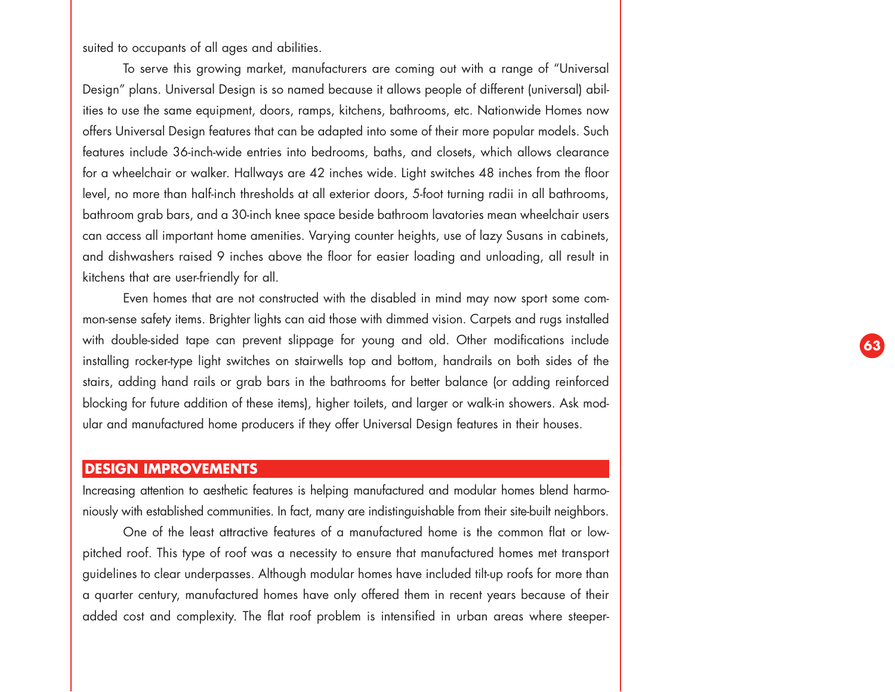suited to occupants of all ages and abilities.

To serve this growing market, manufacturers are coming out with a range of "Universal Design" plans. Universal Design is so named because it allows people of different (universal) abilities to use the same equipment, doors, ramps, kitchens, bathrooms, etc. Nationwide Homes now offers Universal Design features that can be adapted into some of their more popular models. Such features include 36-inch-wide entries into bedrooms, baths, and closets, which allows clearance for a wheelchair or walker. Hallways are 42 inches wide. Light switches 48 inches from the floor level, no more than half-inch thresholds at all exterior doors, 5-foot turning radii in all bathrooms, bathroom grab bars, and a 30-inch knee space beside bathroom lavatories mean wheelchair users can access all important home amenities. Varying counter heights, use of lazy Susans in cabinets, and dishwashers raised 9 inches above the floor for easier loading and unloading, all result in kitchens that are user-friendly for all.

Even homes that are not constructed with the disabled in mind may now sport some common-sense safety items. Brighter lights can aid those with dimmed vision. Carpets and rugs installed with double-sided tape can prevent slippage for young and old. Other modifications include installing rocker-type light switches on stairwells top and bottom, handrails on both sides of the stairs, adding hand rails or grab bars in the bathrooms for better balance (or adding reinforced blocking for future addition of these items), higher toilets, and larger or walk-in showers. Ask modular and manufactured home producers if they offer Universal Design features in their houses.

## DESIGN IMPROVEMENTS

Increasing attention to aesthetic features is helping manufactured and modular homes blend harmoniously with established communities. In fact, many are indistinguishable from their site-built neighbors.

One of the least attractive features of a manufactured home is the common flat or low-pitched roof. This type of roof was a necessity to ensure that manufactured homes met transport guidelines to clear underpasses. Although modular homes have included tilt-up roofs for more than a quarter century, manufactured homes have only offered them in recent years because of their added cost and complexity. The flat roof problem is intensified in urban areas where steeper-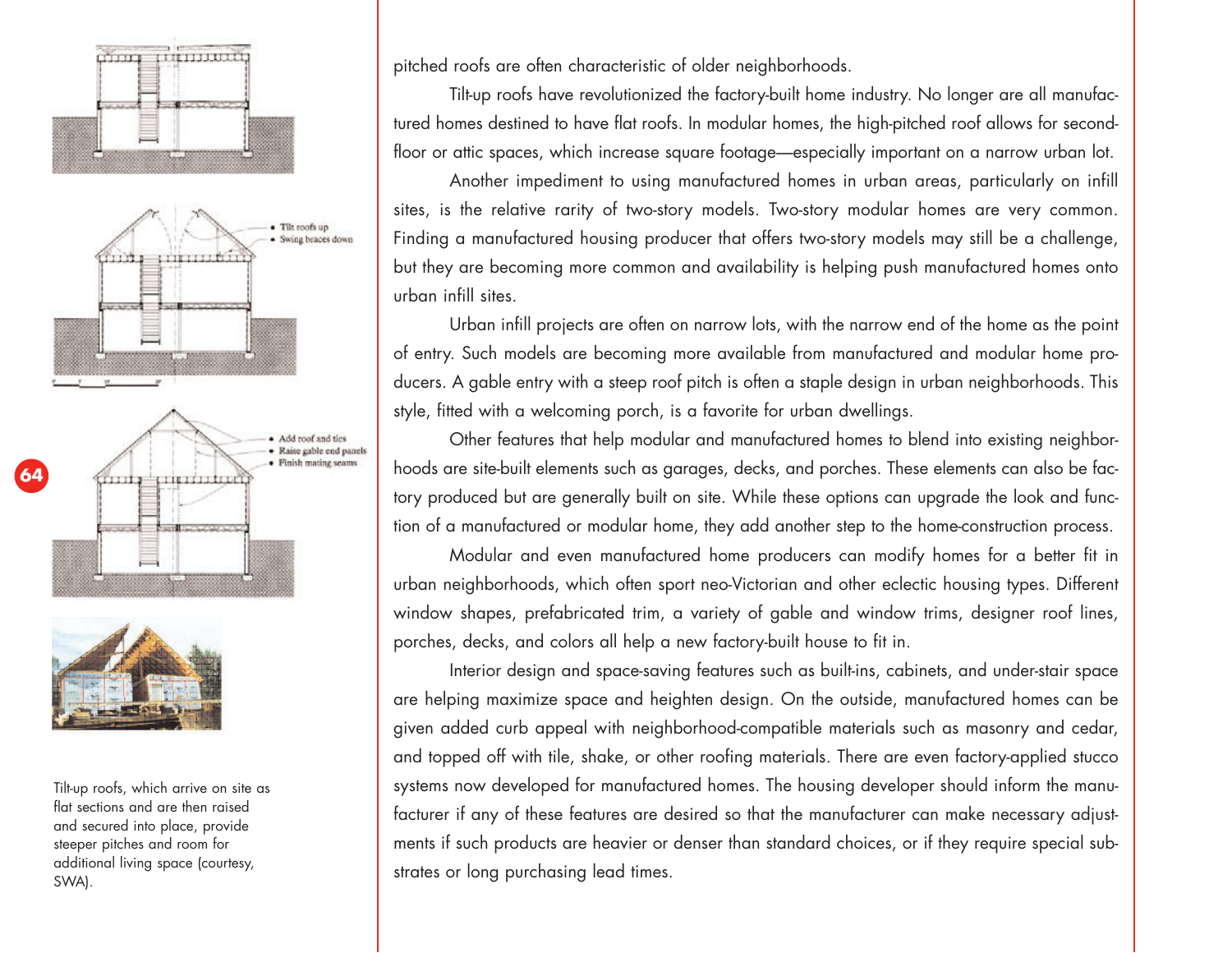pitched roofs are often characteristic of older neighborhoods.

Tilt-up roofs have revolutionized the factory-built home industry. No longer are all manufactured homes destined to have flat roofs. In modular homes, the high-pitched roof allows for second-floor or attic spaces, which increase square footage—especially important on a narrow urban lot.

Another impediment to using manufactured homes in urban areas, particularly on infill sites, is the relative rarity of two-story models. Two-story modular homes are very common. Finding a manufactured housing producer that offers two-story models may still be a challenge, but they are becoming more common and availability is helping push manufactured homes onto urban infill sites.

Urban infill projects are often on narrow lots, with the narrow end of the home as the point of entry. Such models are becoming more available from manufactured and modular home producers. A gable entry with a steep roof pitch is often a staple design in urban neighborhoods. This style, fitted with a welcoming porch, is a favorite for urban dwellings.

Other features that help modular and manufactured homes to blend into existing neighborhoods are site-built elements such as garages, decks, and porches. These elements can also be factory produced but are generally built on site. While these options can upgrade the look and function of a manufactured or modular home, they add another step to the home-construction process.

Modular and even manufactured home producers can modify homes for a better fit in urban neighborhoods, which often sport neo-Victorian and other eclectic housing types. Different window shapes, prefabricated trim, a variety of gable and window trims, designer roof lines, porches, decks, and colors all help a new factory-built house to fit in.

Interior design and space-saving features such as built-ins, cabinets, and under-stair space are helping maximize space and heighten design. On the outside, manufactured homes can be given added curb appeal with neighborhood-compatible materials such as masonry and cedar, and topped off with tile, shake, or other roofing materials. There are even factory-applied stucco systems now developed for manufactured homes. The housing developer should inform the manufacturer if any of these features are desired so that the manufacturer can make necessary adjustments if such products are heavier or denser than standard choices, or if they require special substrates or long purchasing lead times.

- Tilt roofs up
- Swing braces down

- Add roof and ties
- Raise gable end panels
- Finish mating seams

Tilt-up roofs, which arrive on site as flat sections and are then raised and secured into place, provide steeper pitches and room for additional living space (courtesy, SWA).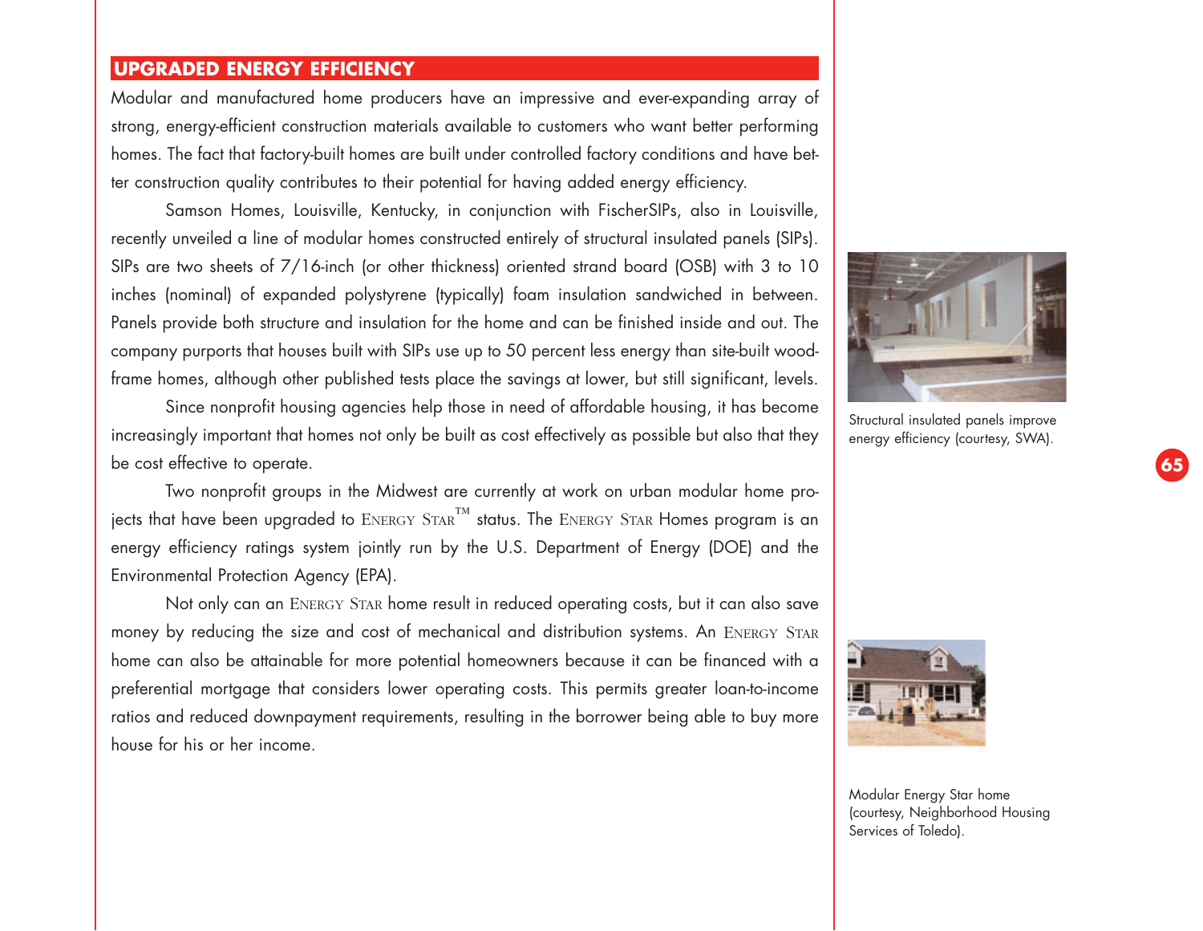## UPGRADED ENERGY EFFICIENCY

Modular and manufactured home producers have an impressive and ever-expanding array of strong, energy-efficient construction materials available to customers who want better performing homes. The fact that factory-built homes are built under controlled factory conditions and have better construction quality contributes to their potential for having added energy efficiency.

Samson Homes, Louisville, Kentucky, in conjunction with FischerSIPs, also in Louisville, recently unveiled a line of modular homes constructed entirely of structural insulated panels (SIPs). SIPs are two sheets of 7/16-inch (or other thickness) oriented strand board (OSB) with 3 to 10 inches (nominal) of expanded polystyrene (typically) foam insulation sandwiched in between. Panels provide both structure and insulation for the home and can be finished inside and out. The company purports that houses built with SIPs use up to 50 percent less energy than site-built wood-frame homes, although other published tests place the savings at lower, but still significant, levels.

Since nonprofit housing agencies help those in need of affordable housing, it has become increasingly important that homes not only be built as cost effectively as possible but also that they be cost effective to operate.

Two nonprofit groups in the Midwest are currently at work on urban modular home projects that have been upgraded to ENERGY STAR™ status. The ENERGY STAR Homes program is an energy efficiency ratings system jointly run by the U.S. Department of Energy (DOE) and the Environmental Protection Agency (EPA).

Not only can an ENERGY STAR home result in reduced operating costs, but it can also save money by reducing the size and cost of mechanical and distribution systems. An ENERGY STAR home can also be attainable for more potential homeowners because it can be financed with a preferential mortgage that considers lower operating costs. This permits greater loan-to-income ratios and reduced downpayment requirements, resulting in the borrower being able to buy more house for his or her income.

Structural insulated panels improve energy efficiency (courtesy, SWA).

Modular Energy Star home (courtesy, Neighborhood Housing Services of Toledo).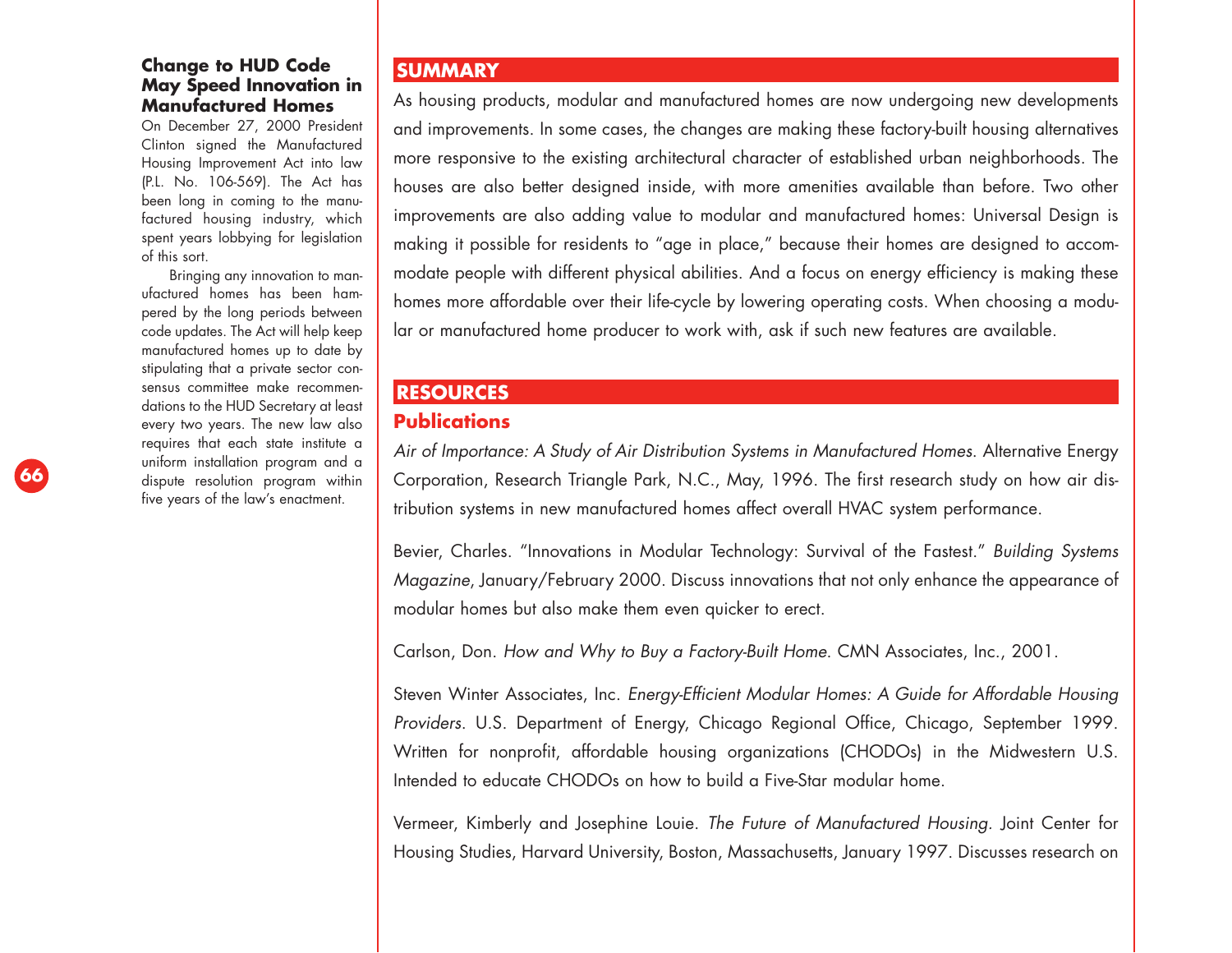### Change to HUD Code May Speed Innovation in Manufactured Homes

On December 27, 2000 President Clinton signed the Manufactured Housing Improvement Act into law (P.L. No. 106-569). The Act has been long in coming to the manufactured housing industry, which spent years lobbying for legislation of this sort.

Bringing any innovation to manufactured homes has been hampered by the long periods between code updates. The Act will help keep manufactured homes up to date by stipulating that a private sector consensus committee make recommendations to the HUD Secretary at least every two years. The new law also requires that each state institute a uniform installation program and a dispute resolution program within five years of the law's enactment.

## SUMMARY

As housing products, modular and manufactured homes are now undergoing new developments and improvements. In some cases, the changes are making these factory-built housing alternatives more responsive to the existing architectural character of established urban neighborhoods. The houses are also better designed inside, with more amenities available than before. Two other improvements are also adding value to modular and manufactured homes: Universal Design is making it possible for residents to "age in place," because their homes are designed to accommodate people with different physical abilities. And a focus on energy efficiency is making these homes more affordable over their life-cycle by lowering operating costs. When choosing a modular or manufactured home producer to work with, ask if such new features are available.

## RESOURCES

### Publications

*Air of Importance: A Study of Air Distribution Systems in Manufactured Homes.* Alternative Energy Corporation, Research Triangle Park, N.C., May, 1996. The first research study on how air distribution systems in new manufactured homes affect overall HVAC system performance.

Bevier, Charles. "Innovations in Modular Technology: Survival of the Fastest." *Building Systems Magazine*, January/February 2000. Discuss innovations that not only enhance the appearance of modular homes but also make them even quicker to erect.

Carlson, Don. *How and Why to Buy a Factory-Built Home.* CMN Associates, Inc., 2001.

Steven Winter Associates, Inc. *Energy-Efficient Modular Homes: A Guide for Affordable Housing Providers.* U.S. Department of Energy, Chicago Regional Office, Chicago, September 1999. Written for nonprofit, affordable housing organizations (CHODOs) in the Midwestern U.S. Intended to educate CHODOs on how to build a Five-Star modular home.

Vermeer, Kimberly and Josephine Louie. *The Future of Manufactured Housing.* Joint Center for Housing Studies, Harvard University, Boston, Massachusetts, January 1997. Discusses research on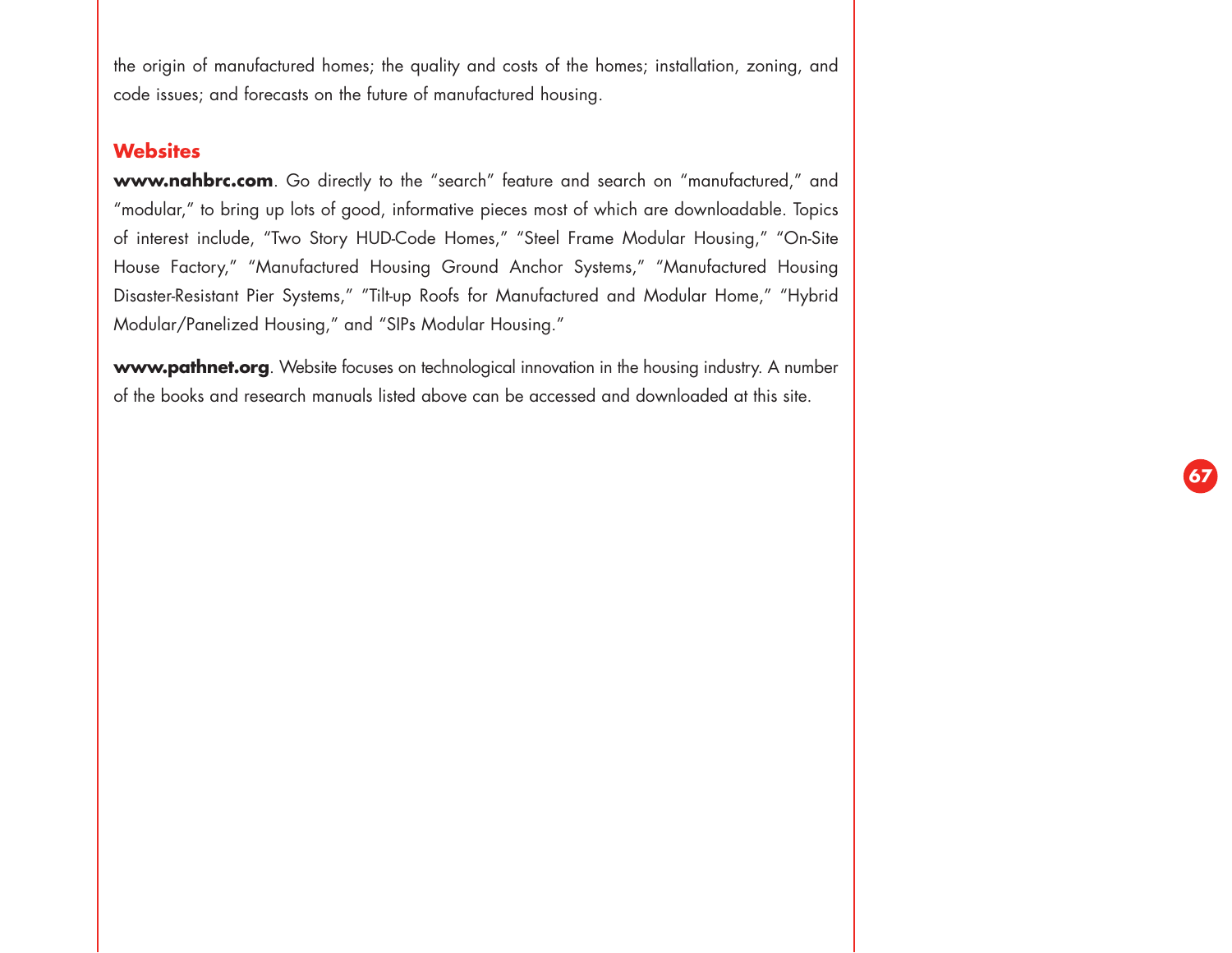the origin of manufactured homes; the quality and costs of the homes; installation, zoning, and code issues; and forecasts on the future of manufactured housing.

### Websites

**www.nahbrc.com**. Go directly to the "search" feature and search on "manufactured," and "modular," to bring up lots of good, informative pieces most of which are downloadable. Topics of interest include, "Two Story HUD-Code Homes," "Steel Frame Modular Housing," "On-Site House Factory," "Manufactured Housing Ground Anchor Systems," "Manufactured Housing Disaster-Resistant Pier Systems," "Tilt-up Roofs for Manufactured and Modular Home," "Hybrid Modular/Panelized Housing," and "SIPs Modular Housing."

**www.pathnet.org**. Website focuses on technological innovation in the housing industry. A number of the books and research manuals listed above can be accessed and downloaded at this site.